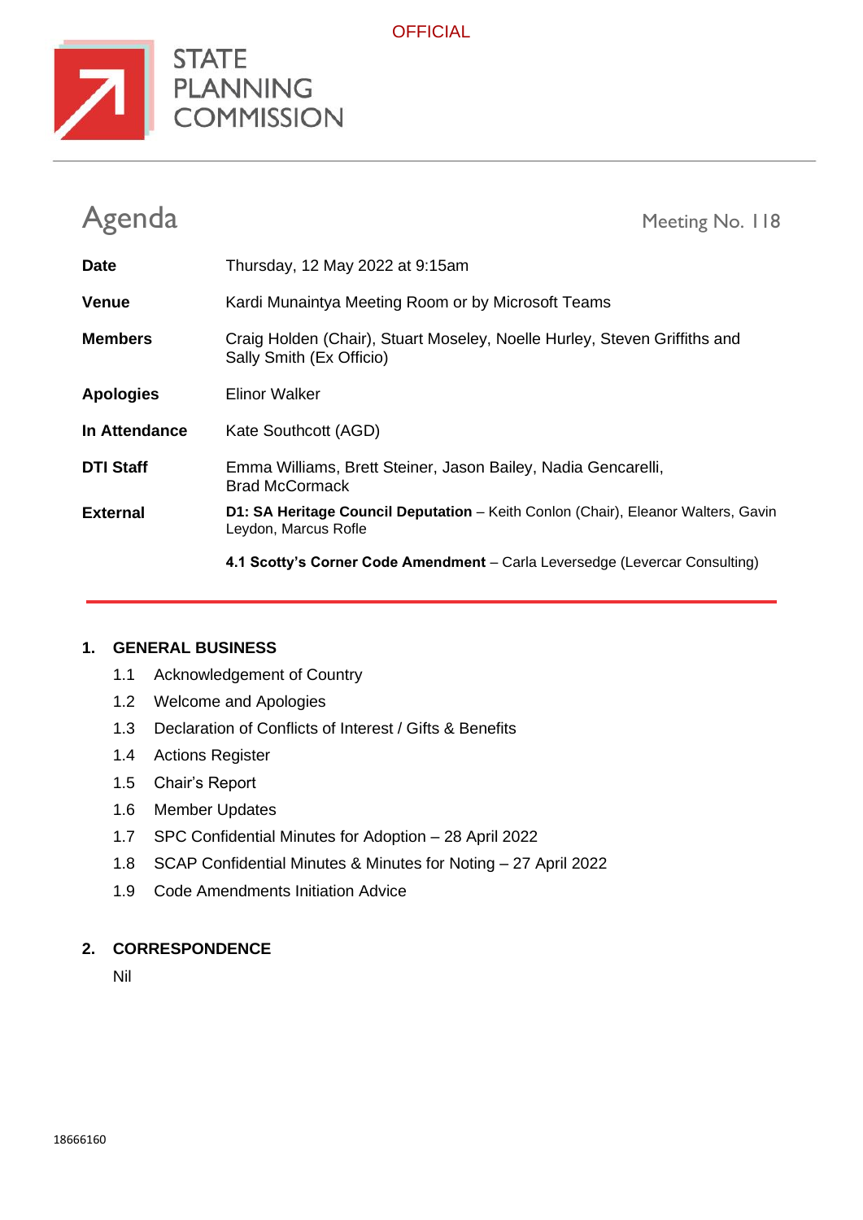OFFICIAL

STATE PLANNING COMMISSION

# Agenda

Meeting No. 118

| | |
|---|---|
| **Date** | Thursday, 12 May 2022 at 9:15am |
| **Venue** | Kardi Munaintya Meeting Room or by Microsoft Teams |
| **Members** | Craig Holden (Chair), Stuart Moseley, Noelle Hurley, Steven Griffiths and Sally Smith (Ex Officio) |
| **Apologies** | Elinor Walker |
| **In Attendance** | Kate Southcott (AGD) |
| **DTI Staff** | Emma Williams, Brett Steiner, Jason Bailey, Nadia Gencarelli, Brad McCormack |
| **External** | **D1: SA Heritage Council Deputation** – Keith Conlon (Chair), Eleanor Walters, Gavin Leydon, Marcus Rofle |
| | **4.1 Scotty's Corner Code Amendment** – Carla Leversedge (Levercar Consulting) |

## 1. GENERAL BUSINESS

1.1 Acknowledgement of Country

1.2 Welcome and Apologies

1.3 Declaration of Conflicts of Interest / Gifts & Benefits

1.4 Actions Register

1.5 Chair's Report

1.6 Member Updates

1.7 SPC Confidential Minutes for Adoption – 28 April 2022

1.8 SCAP Confidential Minutes & Minutes for Noting – 27 April 2022

1.9 Code Amendments Initiation Advice

## 2. CORRESPONDENCE

Nil

18666160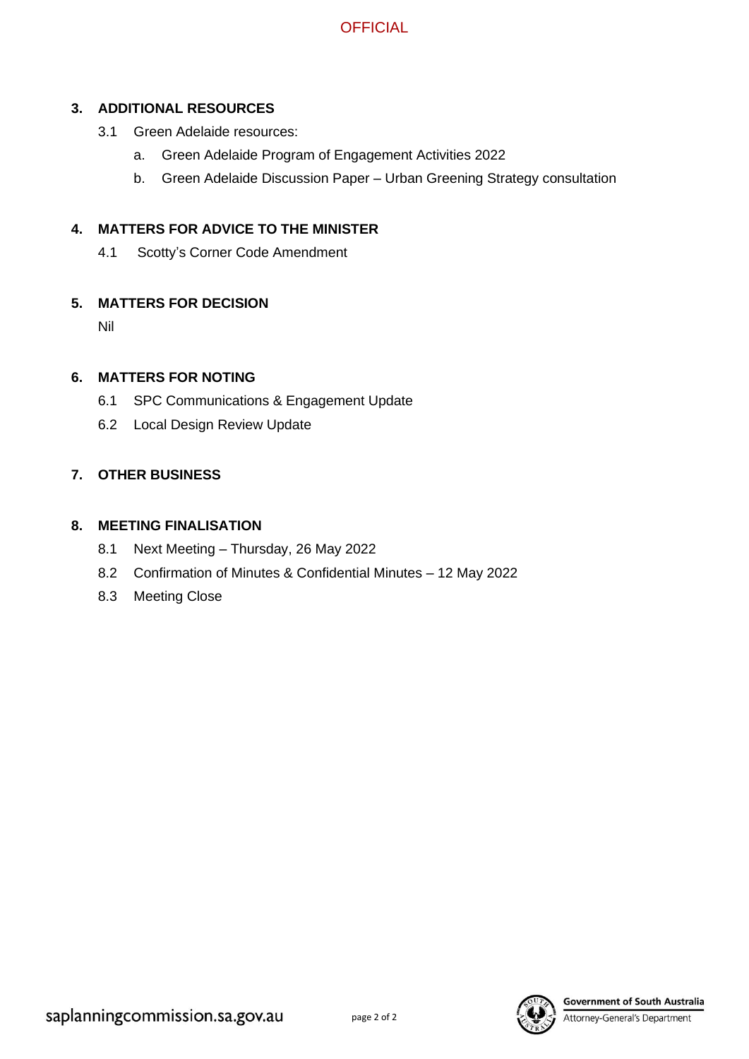## 3. ADDITIONAL RESOURCES

3.1 Green Adelaide resources:

a. Green Adelaide Program of Engagement Activities 2022

b. Green Adelaide Discussion Paper – Urban Greening Strategy consultation

## 4. MATTERS FOR ADVICE TO THE MINISTER

4.1 Scotty's Corner Code Amendment

## 5. MATTERS FOR DECISION

Nil

## 6. MATTERS FOR NOTING

6.1 SPC Communications & Engagement Update

6.2 Local Design Review Update

## 7. OTHER BUSINESS

## 8. MEETING FINALISATION

8.1 Next Meeting – Thursday, 26 May 2022

8.2 Confirmation of Minutes & Confidential Minutes – 12 May 2022

8.3 Meeting Close